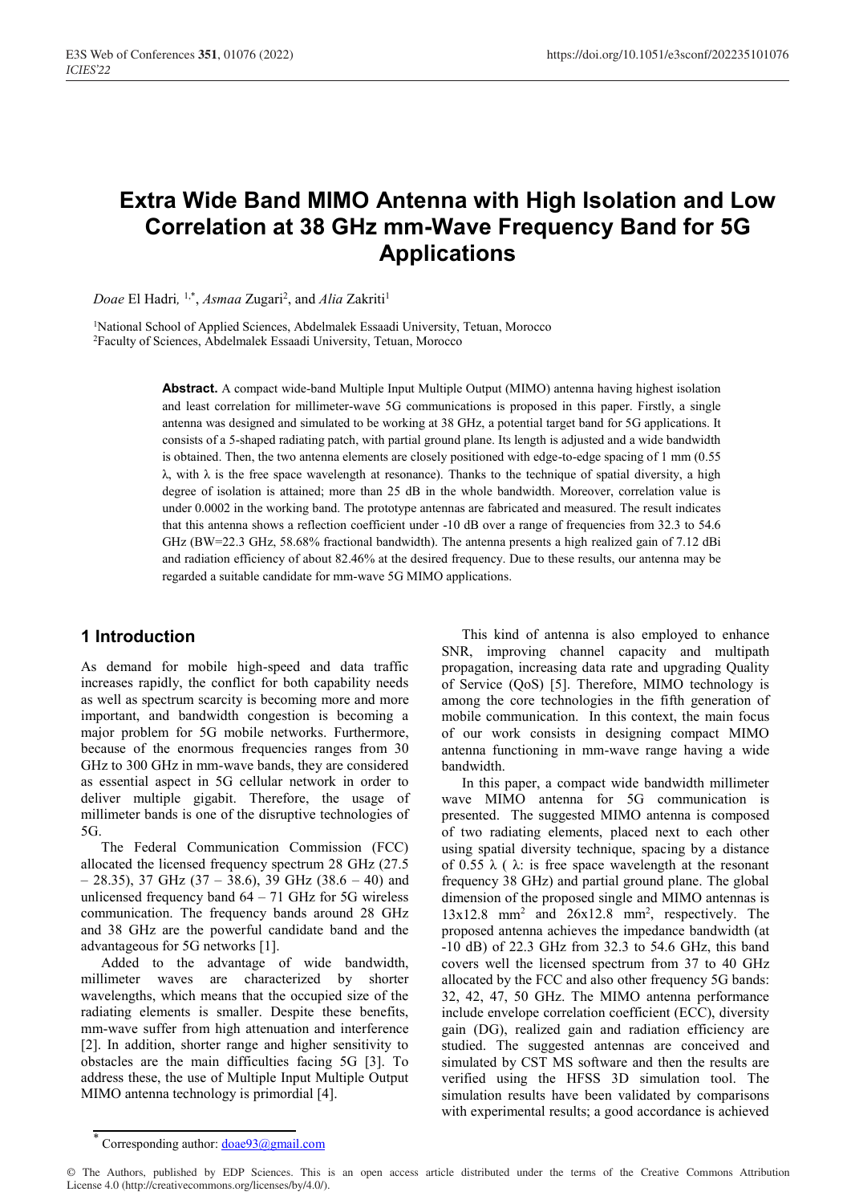# Extra Wide Band MIMO Antenna with High Isolation and Low Correlation at 38 GHz mm-Wave Frequency Band for 5G Applications

*Doae* El Hadri, [1,*], *Asmaa* Zugari[2], and *Alia* Zakriti[1]

[1]National School of Applied Sciences, Abdelmalek Essaadi University, Tetuan, Morocco
[2]Faculty of Sciences, Abdelmalek Essaadi University, Tetuan, Morocco

**Abstract.** A compact wide-band Multiple Input Multiple Output (MIMO) antenna having highest isolation and least correlation for millimeter-wave 5G communications is proposed in this paper. Firstly, a single antenna was designed and simulated to be working at 38 GHz, a potential target band for 5G applications. It consists of a 5-shaped radiating patch, with partial ground plane. Its length is adjusted and a wide bandwidth is obtained. Then, the two antenna elements are closely positioned with edge-to-edge spacing of 1 mm (0.55 λ, with λ is the free space wavelength at resonance). Thanks to the technique of spatial diversity, a high degree of isolation is attained; more than 25 dB in the whole bandwidth. Moreover, correlation value is under 0.0002 in the working band. The prototype antennas are fabricated and measured. The result indicates that this antenna shows a reflection coefficient under -10 dB over a range of frequencies from 32.3 to 54.6 GHz (BW=22.3 GHz, 58.68% fractional bandwidth). The antenna presents a high realized gain of 7.12 dBi and radiation efficiency of about 82.46% at the desired frequency. Due to these results, our antenna may be regarded a suitable candidate for mm-wave 5G MIMO applications.

## 1 Introduction

As demand for mobile high-speed and data traffic increases rapidly, the conflict for both capability needs as well as spectrum scarcity is becoming more and more important, and bandwidth congestion is becoming a major problem for 5G mobile networks. Furthermore, because of the enormous frequencies ranges from 30 GHz to 300 GHz in mm-wave bands, they are considered as essential aspect in 5G cellular network in order to deliver multiple gigabit. Therefore, the usage of millimeter bands is one of the disruptive technologies of 5G.

The Federal Communication Commission (FCC) allocated the licensed frequency spectrum 28 GHz (27.5 – 28.35), 37 GHz (37 – 38.6), 39 GHz (38.6 – 40) and unlicensed frequency band 64 – 71 GHz for 5G wireless communication. The frequency bands around 28 GHz and 38 GHz are the powerful candidate band and the advantageous for 5G networks [1].

Added to the advantage of wide bandwidth, millimeter waves are characterized by shorter wavelengths, which means that the occupied size of the radiating elements is smaller. Despite these benefits, mm-wave suffer from high attenuation and interference [2]. In addition, shorter range and higher sensitivity to obstacles are the main difficulties facing 5G [3]. To address these, the use of Multiple Input Multiple Output MIMO antenna technology is primordial [4].

This kind of antenna is also employed to enhance SNR, improving channel capacity and multipath propagation, increasing data rate and upgrading Quality of Service (QoS) [5]. Therefore, MIMO technology is among the core technologies in the fifth generation of mobile communication. In this context, the main focus of our work consists in designing compact MIMO antenna functioning in mm-wave range having a wide bandwidth.

In this paper, a compact wide bandwidth millimeter wave MIMO antenna for 5G communication is presented. The suggested MIMO antenna is composed of two radiating elements, placed next to each other using spatial diversity technique, spacing by a distance of 0.55 λ ( λ: is free space wavelength at the resonant frequency 38 GHz) and partial ground plane. The global dimension of the proposed single and MIMO antennas is 13x12.8 mm$^2$ and 26x12.8 mm$^2$, respectively. The proposed antenna achieves the impedance bandwidth (at -10 dB) of 22.3 GHz from 32.3 to 54.6 GHz, this band covers well the licensed spectrum from 37 to 40 GHz allocated by the FCC and also other frequency 5G bands: 32, 42, 47, 50 GHz. The MIMO antenna performance include envelope correlation coefficient (ECC), diversity gain (DG), realized gain and radiation efficiency are studied. The suggested antennas are conceived and simulated by CST MS software and then the results are verified using the HFSS 3D simulation tool. The simulation results have been validated by comparisons with experimental results; a good accordance is achieved

* Corresponding author: doae93@gmail.com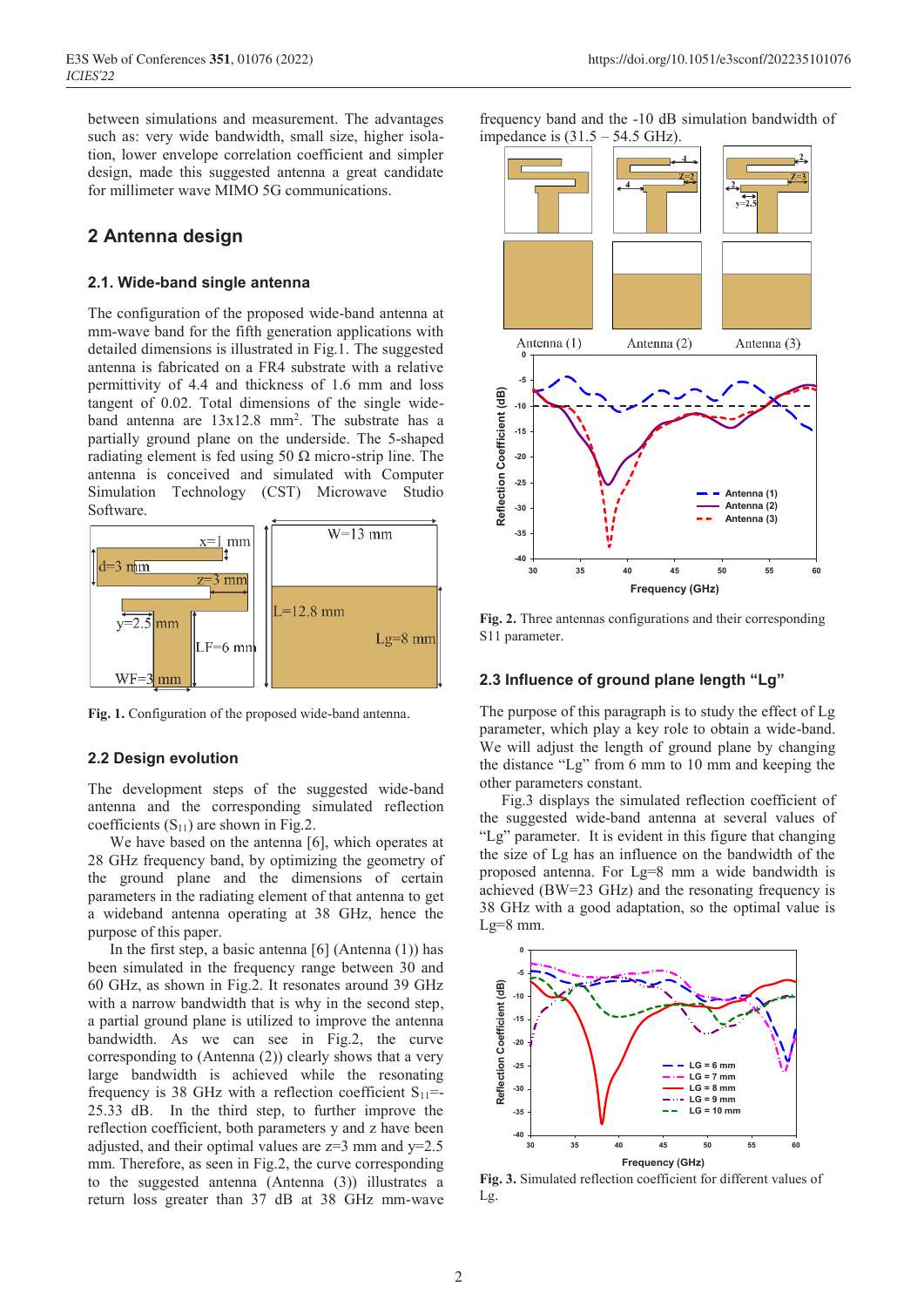between simulations and measurement. The advantages such as: very wide bandwidth, small size, higher isolation, lower envelope correlation coefficient and simpler design, made this suggested antenna a great candidate for millimeter wave MIMO 5G communications.

## 2 Antenna design

### 2.1. Wide-band single antenna

The configuration of the proposed wide-band antenna at mm-wave band for the fifth generation applications with detailed dimensions is illustrated in Fig.1. The suggested antenna is fabricated on a FR4 substrate with a relative permittivity of 4.4 and thickness of 1.6 mm and loss tangent of 0.02. Total dimensions of the single wide-band antenna are 13x12.8 mm$^2$. The substrate has a partially ground plane on the underside. The 5-shaped radiating element is fed using 50 Ω micro-strip line. The antenna is conceived and simulated with Computer Simulation Technology (CST) Microwave Studio Software.

**Fig. 1.** Configuration of the proposed wide-band antenna.

### 2.2 Design evolution

The development steps of the suggested wide-band antenna and the corresponding simulated reflection coefficients ($S_{11}$) are shown in Fig.2.

We have based on the antenna [6], which operates at 28 GHz frequency band, by optimizing the geometry of the ground plane and the dimensions of certain parameters in the radiating element of that antenna to get a wideband antenna operating at 38 GHz, hence the purpose of this paper.

In the first step, a basic antenna [6] (Antenna (1)) has been simulated in the frequency range between 30 and 60 GHz, as shown in Fig.2. It resonates around 39 GHz with a narrow bandwidth that is why in the second step, a partial ground plane is utilized to improve the antenna bandwidth. As we can see in Fig.2, the curve corresponding to (Antenna (2)) clearly shows that a very large bandwidth is achieved while the resonating frequency is 38 GHz with a reflection coefficient $S_{11}$=-25.33 dB. In the third step, to further improve the reflection coefficient, both parameters y and z have been adjusted, and their optimal values are z=3 mm and y=2.5 mm. Therefore, as seen in Fig.2, the curve corresponding to the suggested antenna (Antenna (3)) illustrates a return loss greater than 37 dB at 38 GHz mm-wave frequency band and the -10 dB simulation bandwidth of impedance is (31.5 – 54.5 GHz).

**Fig. 2.** Three antennas configurations and their corresponding S11 parameter.

### 2.3 Influence of ground plane length "Lg"

The purpose of this paragraph is to study the effect of Lg parameter, which play a key role to obtain a wide-band. We will adjust the length of ground plane by changing the distance "Lg" from 6 mm to 10 mm and keeping the other parameters constant.

Fig.3 displays the simulated reflection coefficient of the suggested wide-band antenna at several values of "Lg" parameter. It is evident in this figure that changing the size of Lg has an influence on the bandwidth of the proposed antenna. For Lg=8 mm a wide bandwidth is achieved (BW=23 GHz) and the resonating frequency is 38 GHz with a good adaptation, so the optimal value is Lg=8 mm.

**Fig. 3.** Simulated reflection coefficient for different values of Lg.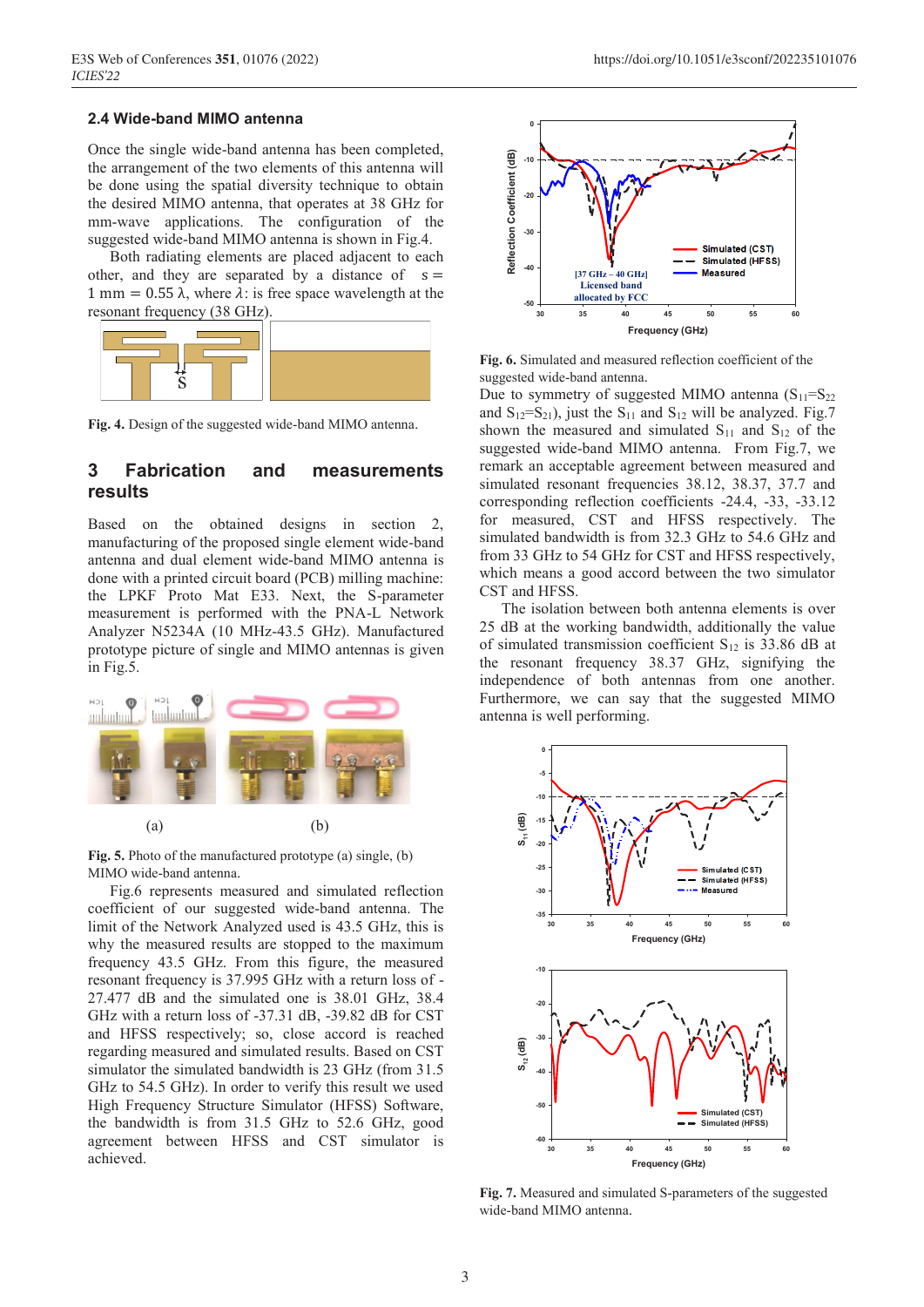### 2.4 Wide-band MIMO antenna

Once the single wide-band antenna has been completed, the arrangement of the two elements of this antenna will be done using the spatial diversity technique to obtain the desired MIMO antenna, that operates at 38 GHz for mm-wave applications. The configuration of the suggested wide-band MIMO antenna is shown in Fig.4.

Both radiating elements are placed adjacent to each other, and they are separated by a distance of s = 1 mm = 0.55 λ, where 𝜆: is free space wavelength at the resonant frequency (38 GHz).

**Fig. 4.** Design of the suggested wide-band MIMO antenna.

## 3 Fabrication and measurements results

Based on the obtained designs in section 2, manufacturing of the proposed single element wide-band antenna and dual element wide-band MIMO antenna is done with a printed circuit board (PCB) milling machine: the LPKF Proto Mat E33. Next, the S-parameter measurement is performed with the PNA-L Network Analyzer N5234A (10 MHz-43.5 GHz). Manufactured prototype picture of single and MIMO antennas is given in Fig.5.

**Fig. 5.** Photo of the manufactured prototype (a) single, (b) MIMO wide-band antenna.

Fig.6 represents measured and simulated reflection coefficient of our suggested wide-band antenna. The limit of the Network Analyzed used is 43.5 GHz, this is why the measured results are stopped to the maximum frequency 43.5 GHz. From this figure, the measured resonant frequency is 37.995 GHz with a return loss of -27.477 dB and the simulated one is 38.01 GHz, 38.4 GHz with a return loss of -37.31 dB, -39.82 dB for CST and HFSS respectively; so, close accord is reached regarding measured and simulated results. Based on CST simulator the simulated bandwidth is 23 GHz (from 31.5 GHz to 54.5 GHz). In order to verify this result we used High Frequency Structure Simulator (HFSS) Software, the bandwidth is from 31.5 GHz to 52.6 GHz, good agreement between HFSS and CST simulator is achieved.

**Fig. 6.** Simulated and measured reflection coefficient of the suggested wide-band antenna.

Due to symmetry of suggested MIMO antenna ($S_{11}$=$S_{22}$ and $S_{12}$=$S_{21}$), just the $S_{11}$ and $S_{12}$ will be analyzed. Fig.7 shown the measured and simulated $S_{11}$ and $S_{12}$ of the suggested wide-band MIMO antenna. From Fig.7, we remark an acceptable agreement between measured and simulated resonant frequencies 38.12, 38.37, 37.7 and corresponding reflection coefficients -24.4, -33, -33.12 for measured, CST and HFSS respectively. The simulated bandwidth is from 32.3 GHz to 54.6 GHz and from 33 GHz to 54 GHz for CST and HFSS respectively, which means a good accord between the two simulator CST and HFSS.

The isolation between both antenna elements is over 25 dB at the working bandwidth, additionally the value of simulated transmission coefficient $S_{12}$ is 33.86 dB at the resonant frequency 38.37 GHz, signifying the independence of both antennas from one another. Furthermore, we can say that the suggested MIMO antenna is well performing.

**Fig. 7.** Measured and simulated S-parameters of the suggested wide-band MIMO antenna.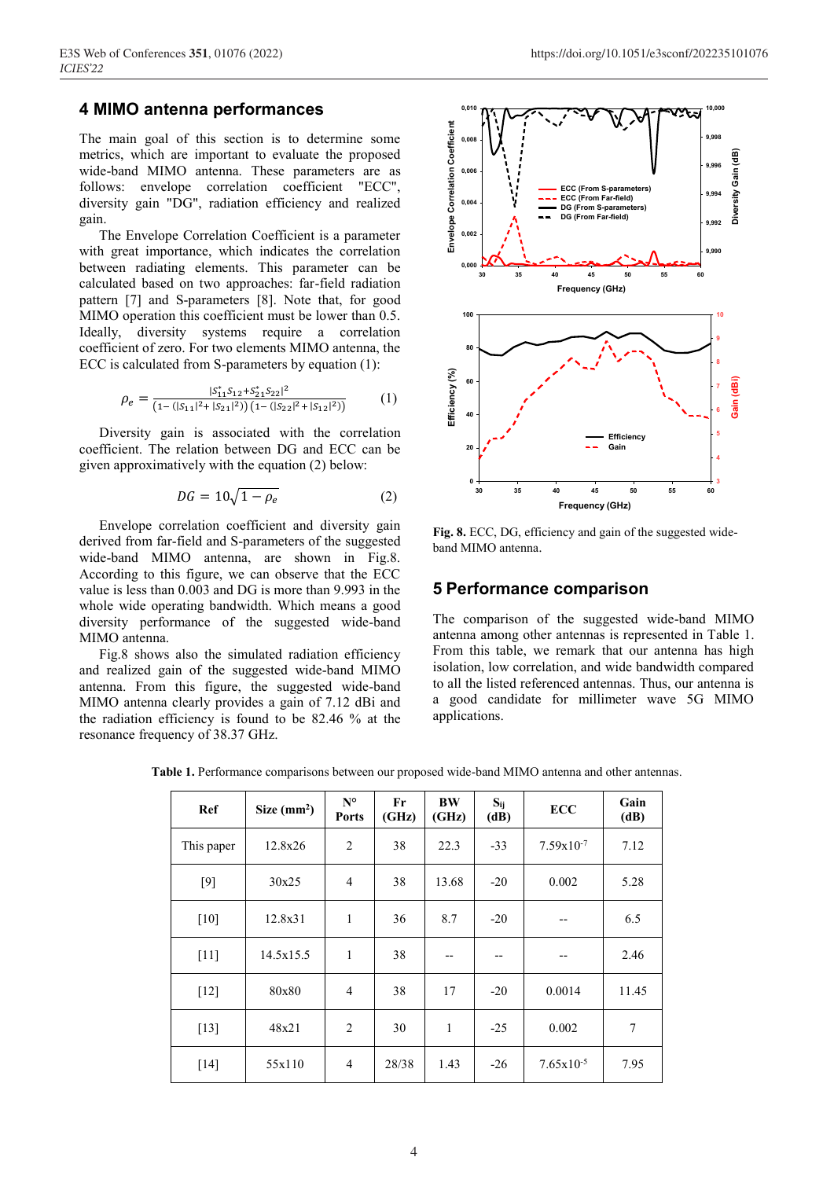## 4 MIMO antenna performances

The main goal of this section is to determine some metrics, which are important to evaluate the proposed wide-band MIMO antenna. These parameters are as follows: envelope correlation coefficient "ECC", diversity gain "DG", radiation efficiency and realized gain.

The Envelope Correlation Coefficient is a parameter with great importance, which indicates the correlation between radiating elements. This parameter can be calculated based on two approaches: far-field radiation pattern [7] and S-parameters [8]. Note that, for good MIMO operation this coefficient must be lower than 0.5. Ideally, diversity systems require a correlation coefficient of zero. For two elements MIMO antenna, the ECC is calculated from S-parameters by equation (1):

$$\rho_e = \frac{|S_{11}^* S_{12} + S_{21}^* S_{22}|^2}{(1-(|S_{11}|^2+|S_{21}|^2))(1-(|S_{22}|^2+|S_{12}|^2))} \quad (1)$$

Diversity gain is associated with the correlation coefficient. The relation between DG and ECC can be given approximately with the equation (2) below:

$$DG = 10\sqrt{1-\rho_e} \quad (2)$$

Envelope correlation coefficient and diversity gain derived from far-field and S-parameters of the suggested wide-band MIMO antenna, are shown in Fig.8. According to this figure, we can observe that the ECC value is less than 0.003 and DG is more than 9.993 in the whole wide operating bandwidth. Which means a good diversity performance of the suggested wide-band MIMO antenna.

Fig.8 shows also the simulated radiation efficiency and realized gain of the suggested wide-band MIMO antenna. From this figure, the suggested wide-band MIMO antenna clearly provides a gain of 7.12 dBi and the radiation efficiency is found to be 82.46 % at the resonance frequency of 38.37 GHz.

**Fig. 8.** ECC, DG, efficiency and gain of the suggested wide-band MIMO antenna.

## 5 Performance comparison

The comparison of the suggested wide-band MIMO antenna among other antennas is represented in Table 1. From this table, we remark that our antenna has high isolation, low correlation, and wide bandwidth compared to all the listed referenced antennas. Thus, our antenna is a good candidate for millimeter wave 5G MIMO applications.

**Table 1.** Performance comparisons between our proposed wide-band MIMO antenna and other antennas.

| Ref | Size (mm²) | N° Ports | Fr (GHz) | BW (GHz) | $S_{ij}$ (dB) | ECC | Gain (dB) |
|---|---|---|---|---|---|---|---|
| This paper | 12.8x26 | 2 | 38 | 22.3 | -33 | $7.59\times10^{-7}$ | 7.12 |
| [9] | 30x25 | 4 | 38 | 13.68 | -20 | 0.002 | 5.28 |
| [10] | 12.8x31 | 1 | 36 | 8.7 | -20 | -- | 6.5 |
| [11] | 14.5x15.5 | 1 | 38 | -- | -- | -- | 2.46 |
| [12] | 80x80 | 4 | 38 | 17 | -20 | 0.0014 | 11.45 |
| [13] | 48x21 | 2 | 30 | 1 | -25 | 0.002 | 7 |
| [14] | 55x110 | 4 | 28/38 | 1.43 | -26 | $7.65\times10^{-5}$ | 7.95 |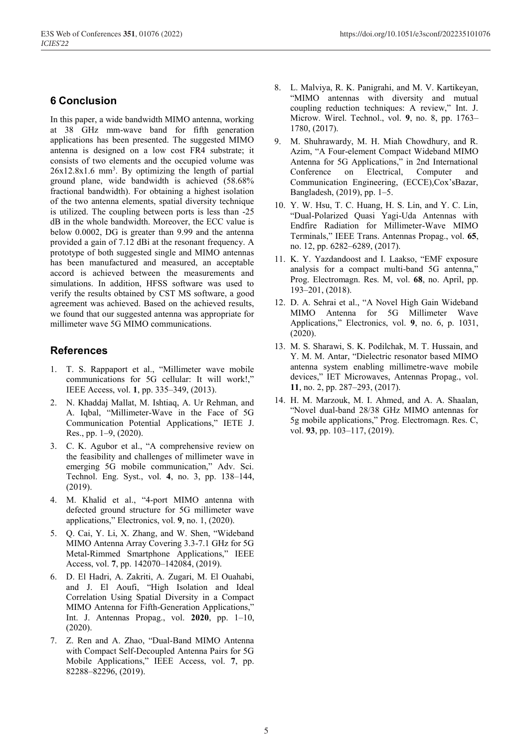## 6 Conclusion

In this paper, a wide bandwidth MIMO antenna, working at 38 GHz mm-wave band for fifth generation applications has been presented. The suggested MIMO antenna is designed on a low cost FR4 substrate; it consists of two elements and the occupied volume was $26x12.8x1.6$ $mm^3$. By optimizing the length of partial ground plane, wide bandwidth is achieved (58.68% fractional bandwidth). For obtaining a highest isolation of the two antenna elements, spatial diversity technique is utilized. The coupling between ports is less than -25 dB in the whole bandwidth. Moreover, the ECC value is below 0.0002, DG is greater than 9.99 and the antenna provided a gain of 7.12 dBi at the resonant frequency. A prototype of both suggested single and MIMO antennas has been manufactured and measured, an acceptable accord is achieved between the measurements and simulations. In addition, HFSS software was used to verify the results obtained by CST MS software, a good agreement was achieved. Based on the achieved results, we found that our suggested antenna was appropriate for millimeter wave 5G MIMO communications.

## References

1. T. S. Rappaport et al., "Millimeter wave mobile communications for 5G cellular: It will work!," IEEE Access, vol. **1**, pp. 335–349, (2013).
2. N. Khaddaj Mallat, M. Ishtiaq, A. Ur Rehman, and A. Iqbal, "Millimeter-Wave in the Face of 5G Communication Potential Applications," IETE J. Res., pp. 1–9, (2020).
3. C. K. Agubor et al., "A comprehensive review on the feasibility and challenges of millimeter wave in emerging 5G mobile communication," Adv. Sci. Technol. Eng. Syst., vol. **4**, no. 3, pp. 138–144, (2019).
4. M. Khalid et al., "4-port MIMO antenna with defected ground structure for 5G millimeter wave applications," Electronics, vol. **9**, no. 1, (2020).
5. Q. Cai, Y. Li, X. Zhang, and W. Shen, "Wideband MIMO Antenna Array Covering 3.3-7.1 GHz for 5G Metal-Rimmed Smartphone Applications," IEEE Access, vol. **7**, pp. 142070–142084, (2019).
6. D. El Hadri, A. Zakriti, A. Zugari, M. El Ouahabi, and J. El Aoufi, "High Isolation and Ideal Correlation Using Spatial Diversity in a Compact MIMO Antenna for Fifth-Generation Applications," Int. J. Antennas Propag., vol. **2020**, pp. 1–10, (2020).
7. Z. Ren and A. Zhao, "Dual-Band MIMO Antenna with Compact Self-Decoupled Antenna Pairs for 5G Mobile Applications," IEEE Access, vol. **7**, pp. 82288–82296, (2019).
8. L. Malviya, R. K. Panigrahi, and M. V. Kartikeyan, "MIMO antennas with diversity and mutual coupling reduction techniques: A review," Int. J. Microw. Wirel. Technol., vol. **9**, no. 8, pp. 1763–1780, (2017).
9. M. Shuhrawardy, M. H. Miah Chowdhury, and R. Azim, "A Four-element Compact Wideband MIMO Antenna for 5G Applications," in 2nd International Conference on Electrical, Computer and Communication Engineering, (ECCE),Cox'sBazar, Bangladesh, (2019), pp. 1–5.
10. Y. W. Hsu, T. C. Huang, H. S. Lin, and Y. C. Lin, "Dual-Polarized Quasi Yagi-Uda Antennas with Endfire Radiation for Millimeter-Wave MIMO Terminals," IEEE Trans. Antennas Propag., vol. **65**, no. 12, pp. 6282–6289, (2017).
11. K. Y. Yazdandoost and I. Laakso, "EMF exposure analysis for a compact multi-band 5G antenna," Prog. Electromagn. Res. M, vol. **68**, no. April, pp. 193–201, (2018).
12. D. A. Sehrai et al., "A Novel High Gain Wideband MIMO Antenna for 5G Millimeter Wave Applications," Electronics, vol. **9**, no. 6, p. 1031, (2020).
13. M. S. Sharawi, S. K. Podilchak, M. T. Hussain, and Y. M. M. Antar, "Dielectric resonator based MIMO antenna system enabling millimetre-wave mobile devices," IET Microwaves, Antennas Propag., vol. **11**, no. 2, pp. 287–293, (2017).
14. H. M. Marzouk, M. I. Ahmed, and A. A. Shaalan, "Novel dual-band 28/38 GHz MIMO antennas for 5g mobile applications," Prog. Electromagn. Res. C, vol. **93**, pp. 103–117, (2019).